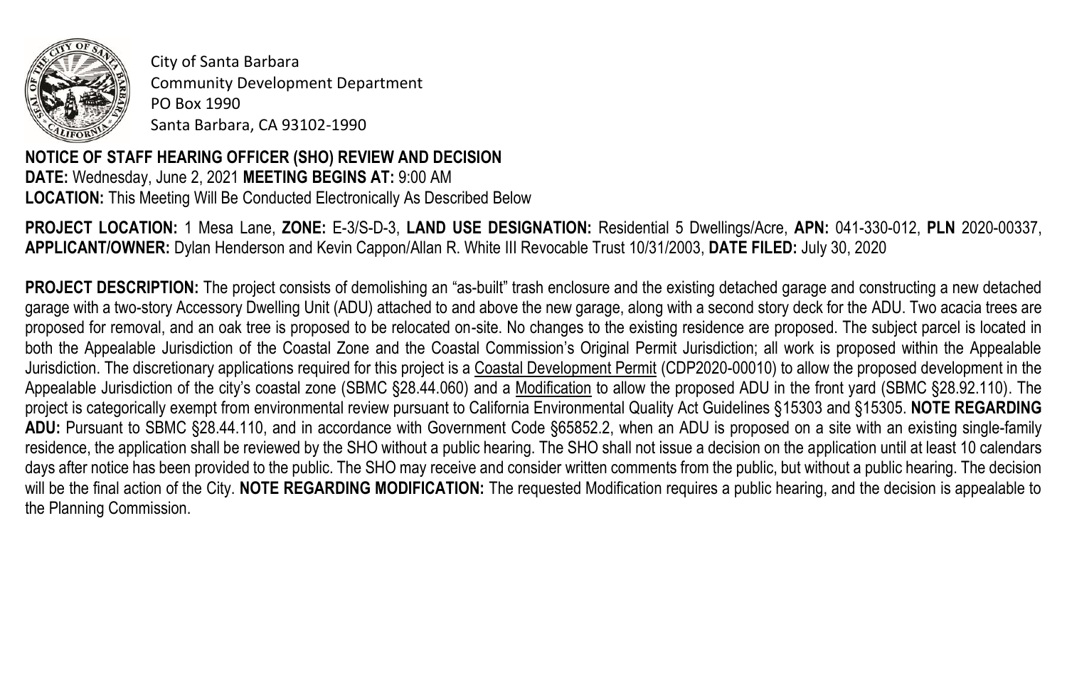City of Santa Barbara
Community Development Department
PO Box 1990
Santa Barbara, CA 93102-1990

**NOTICE OF STAFF HEARING OFFICER (SHO) REVIEW AND DECISION**
**DATE:** Wednesday, June 2, 2021 **MEETING BEGINS AT:** 9:00 AM
**LOCATION:** This Meeting Will Be Conducted Electronically As Described Below

**PROJECT LOCATION:** 1 Mesa Lane, **ZONE:** E-3/S-D-3, **LAND USE DESIGNATION:** Residential 5 Dwellings/Acre, **APN:** 041-330-012, **PLN** 2020-00337, **APPLICANT/OWNER:** Dylan Henderson and Kevin Cappon/Allan R. White III Revocable Trust 10/31/2003, **DATE FILED:** July 30, 2020

**PROJECT DESCRIPTION:** The project consists of demolishing an "as-built" trash enclosure and the existing detached garage and constructing a new detached garage with a two-story Accessory Dwelling Unit (ADU) attached to and above the new garage, along with a second story deck for the ADU. Two acacia trees are proposed for removal, and an oak tree is proposed to be relocated on-site. No changes to the existing residence are proposed. The subject parcel is located in both the Appealable Jurisdiction of the Coastal Zone and the Coastal Commission's Original Permit Jurisdiction; all work is proposed within the Appealable Jurisdiction. The discretionary applications required for this project is a <u>Coastal Development Permit</u> (CDP2020-00010) to allow the proposed development in the Appealable Jurisdiction of the city's coastal zone (SBMC §28.44.060) and a <u>Modification</u> to allow the proposed ADU in the front yard (SBMC §28.92.110). The project is categorically exempt from environmental review pursuant to California Environmental Quality Act Guidelines §15303 and §15305. **NOTE REGARDING ADU:** Pursuant to SBMC §28.44.110, and in accordance with Government Code §65852.2, when an ADU is proposed on a site with an existing single-family residence, the application shall be reviewed by the SHO without a public hearing. The SHO shall not issue a decision on the application until at least 10 calendars days after notice has been provided to the public. The SHO may receive and consider written comments from the public, but without a public hearing. The decision will be the final action of the City. **NOTE REGARDING MODIFICATION:** The requested Modification requires a public hearing, and the decision is appealable to the Planning Commission.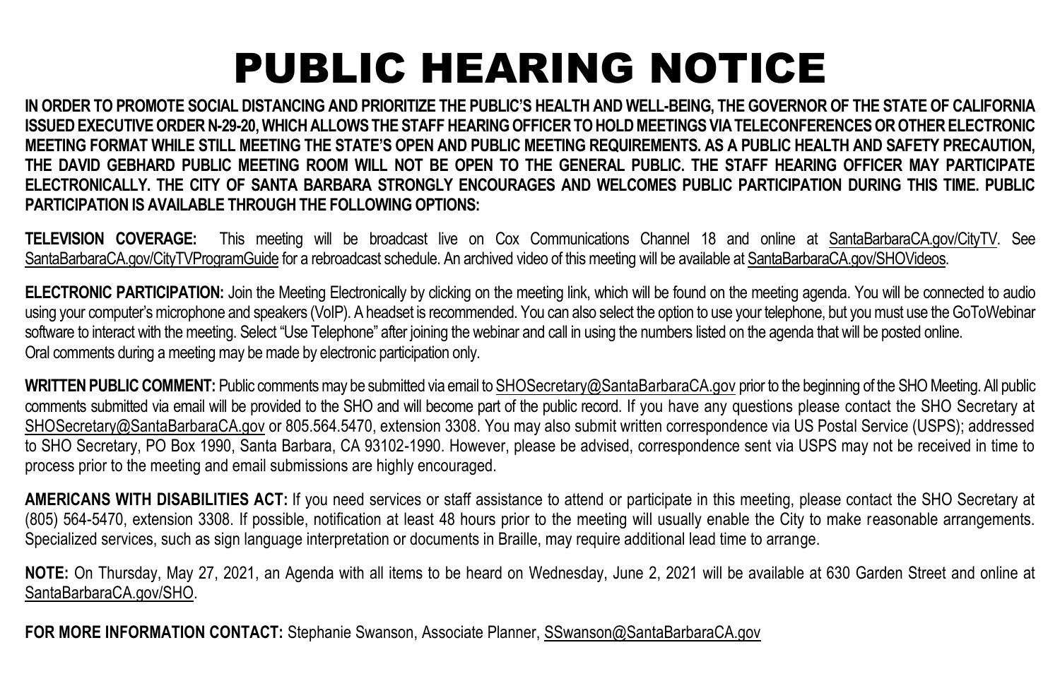# PUBLIC HEARING NOTICE

**IN ORDER TO PROMOTE SOCIAL DISTANCING AND PRIORITIZE THE PUBLIC'S HEALTH AND WELL-BEING, THE GOVERNOR OF THE STATE OF CALIFORNIA ISSUED EXECUTIVE ORDER N-29-20, WHICH ALLOWS THE STAFF HEARING OFFICER TO HOLD MEETINGS VIA TELECONFERENCES OR OTHER ELECTRONIC MEETING FORMAT WHILE STILL MEETING THE STATE'S OPEN AND PUBLIC MEETING REQUIREMENTS. AS A PUBLIC HEALTH AND SAFETY PRECAUTION, THE DAVID GEBHARD PUBLIC MEETING ROOM WILL NOT BE OPEN TO THE GENERAL PUBLIC. THE STAFF HEARING OFFICER MAY PARTICIPATE ELECTRONICALLY. THE CITY OF SANTA BARBARA STRONGLY ENCOURAGES AND WELCOMES PUBLIC PARTICIPATION DURING THIS TIME. PUBLIC PARTICIPATION IS AVAILABLE THROUGH THE FOLLOWING OPTIONS:**

**TELEVISION COVERAGE:** This meeting will be broadcast live on Cox Communications Channel 18 and online at SantaBarbaraCA.gov/CityTV. See SantaBarbaraCA.gov/CityTVProgramGuide for a rebroadcast schedule. An archived video of this meeting will be available at SantaBarbaraCA.gov/SHOVideos.

**ELECTRONIC PARTICIPATION:** Join the Meeting Electronically by clicking on the meeting link, which will be found on the meeting agenda. You will be connected to audio using your computer's microphone and speakers (VoIP). A headset is recommended. You can also select the option to use your telephone, but you must use the GoToWebinar software to interact with the meeting. Select "Use Telephone" after joining the webinar and call in using the numbers listed on the agenda that will be posted online.
Oral comments during a meeting may be made by electronic participation only.

**WRITTEN PUBLIC COMMENT:** Public comments may be submitted via email to SHOSecretary@SantaBarbaraCA.gov prior to the beginning of the SHO Meeting. All public comments submitted via email will be provided to the SHO and will become part of the public record. If you have any questions please contact the SHO Secretary at SHOSecretary@SantaBarbaraCA.gov or 805.564.5470, extension 3308. You may also submit written correspondence via US Postal Service (USPS); addressed to SHO Secretary, PO Box 1990, Santa Barbara, CA 93102-1990. However, please be advised, correspondence sent via USPS may not be received in time to process prior to the meeting and email submissions are highly encouraged.

**AMERICANS WITH DISABILITIES ACT:** If you need services or staff assistance to attend or participate in this meeting, please contact the SHO Secretary at (805) 564-5470, extension 3308. If possible, notification at least 48 hours prior to the meeting will usually enable the City to make reasonable arrangements. Specialized services, such as sign language interpretation or documents in Braille, may require additional lead time to arrange.

**NOTE:** On Thursday, May 27, 2021, an Agenda with all items to be heard on Wednesday, June 2, 2021 will be available at 630 Garden Street and online at SantaBarbaraCA.gov/SHO.

**FOR MORE INFORMATION CONTACT:** Stephanie Swanson, Associate Planner, SSwanson@SantaBarbaraCA.gov